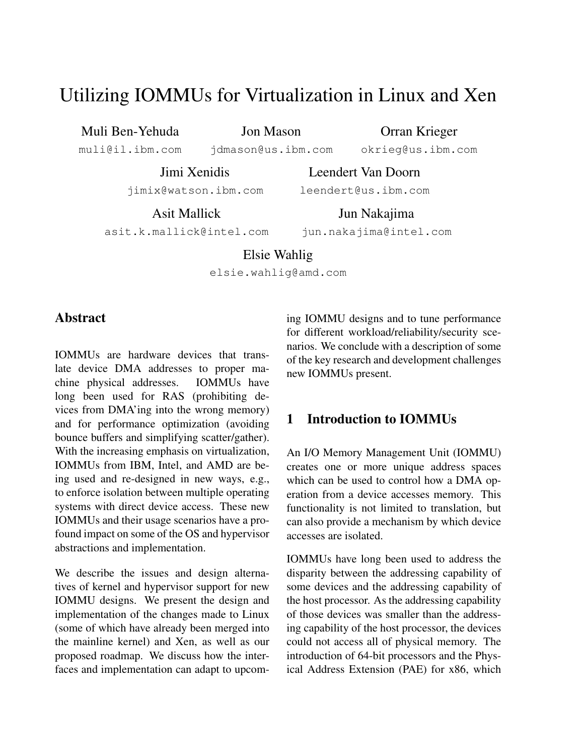# Utilizing IOMMUs for Virtualization in Linux and Xen

Muli Ben-Yehuda
muli@il.ibm.com

Jon Mason
jdmason@us.ibm.com

Orran Krieger
okrieg@us.ibm.com

Jimi Xenidis
jimix@watson.ibm.com

Leendert Van Doorn
leendert@us.ibm.com

Asit Mallick
asit.k.mallick@intel.com

Jun Nakajima
jun.nakajima@intel.com

Elsie Wahlig
elsie.wahlig@amd.com

## Abstract

IOMMUs are hardware devices that translate device DMA addresses to proper machine physical addresses. IOMMUs have long been used for RAS (prohibiting devices from DMA'ing into the wrong memory) and for performance optimization (avoiding bounce buffers and simplifying scatter/gather). With the increasing emphasis on virtualization, IOMMUs from IBM, Intel, and AMD are being used and re-designed in new ways, e.g., to enforce isolation between multiple operating systems with direct device access. These new IOMMUs and their usage scenarios have a profound impact on some of the OS and hypervisor abstractions and implementation.

We describe the issues and design alternatives of kernel and hypervisor support for new IOMMU designs. We present the design and implementation of the changes made to Linux (some of which have already been merged into the mainline kernel) and Xen, as well as our proposed roadmap. We discuss how the interfaces and implementation can adapt to upcoming IOMMU designs and to tune performance for different workload/reliability/security scenarios. We conclude with a description of some of the key research and development challenges new IOMMUs present.

## 1 Introduction to IOMMUs

An I/O Memory Management Unit (IOMMU) creates one or more unique address spaces which can be used to control how a DMA operation from a device accesses memory. This functionality is not limited to translation, but can also provide a mechanism by which device accesses are isolated.

IOMMUs have long been used to address the disparity between the addressing capability of some devices and the addressing capability of the host processor. As the addressing capability of those devices was smaller than the addressing capability of the host processor, the devices could not access all of physical memory. The introduction of 64-bit processors and the Physical Address Extension (PAE) for x86, which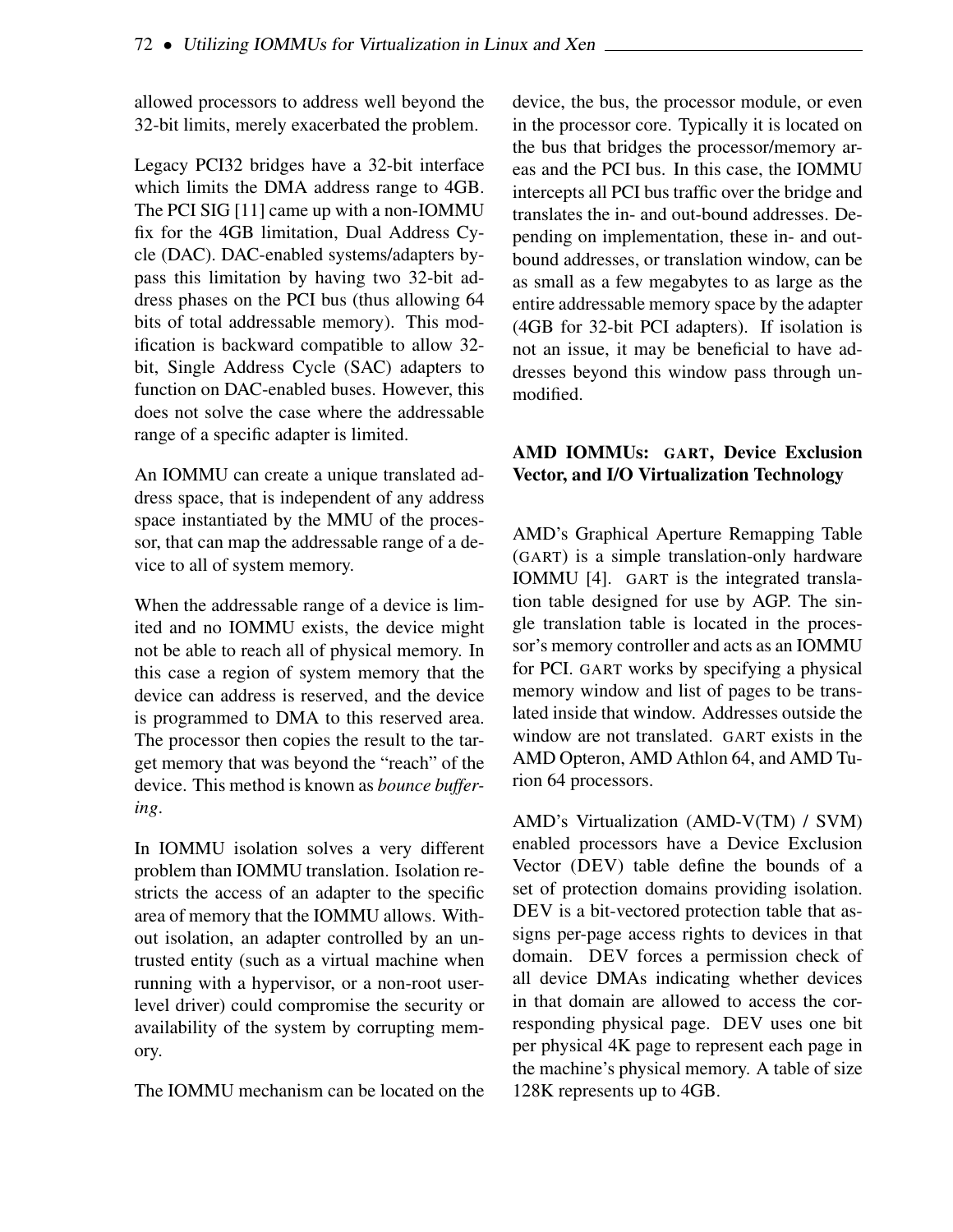allowed processors to address well beyond the 32-bit limits, merely exacerbated the problem.

Legacy PCI32 bridges have a 32-bit interface which limits the DMA address range to 4GB. The PCI SIG [11] came up with a non-IOMMU fix for the 4GB limitation, Dual Address Cycle (DAC). DAC-enabled systems/adapters bypass this limitation by having two 32-bit address phases on the PCI bus (thus allowing 64 bits of total addressable memory). This modification is backward compatible to allow 32-bit, Single Address Cycle (SAC) adapters to function on DAC-enabled buses. However, this does not solve the case where the addressable range of a specific adapter is limited.

An IOMMU can create a unique translated address space, that is independent of any address space instantiated by the MMU of the processor, that can map the addressable range of a device to all of system memory.

When the addressable range of a device is limited and no IOMMU exists, the device might not be able to reach all of physical memory. In this case a region of system memory that the device can address is reserved, and the device is programmed to DMA to this reserved area. The processor then copies the result to the target memory that was beyond the "reach" of the device. This method is known as *bounce buffering*.

In IOMMU isolation solves a very different problem than IOMMU translation. Isolation restricts the access of an adapter to the specific area of memory that the IOMMU allows. Without isolation, an adapter controlled by an untrusted entity (such as a virtual machine when running with a hypervisor, or a non-root user-level driver) could compromise the security or availability of the system by corrupting memory.

The IOMMU mechanism can be located on the device, the bus, the processor module, or even in the processor core. Typically it is located on the bus that bridges the processor/memory areas and the PCI bus. In this case, the IOMMU intercepts all PCI bus traffic over the bridge and translates the in- and out-bound addresses. Depending on implementation, these in- and out-bound addresses, or translation window, can be as small as a few megabytes to as large as the entire addressable memory space by the adapter (4GB for 32-bit PCI adapters). If isolation is not an issue, it may be beneficial to have addresses beyond this window pass through unmodified.

## AMD IOMMUs: GART, Device Exclusion Vector, and I/O Virtualization Technology

AMD's Graphical Aperture Remapping Table (GART) is a simple translation-only hardware IOMMU [4]. GART is the integrated translation table designed for use by AGP. The single translation table is located in the processor's memory controller and acts as an IOMMU for PCI. GART works by specifying a physical memory window and list of pages to be translated inside that window. Addresses outside the window are not translated. GART exists in the AMD Opteron, AMD Athlon 64, and AMD Turion 64 processors.

AMD's Virtualization (AMD-V(TM) / SVM) enabled processors have a Device Exclusion Vector (DEV) table define the bounds of a set of protection domains providing isolation. DEV is a bit-vectored protection table that assigns per-page access rights to devices in that domain. DEV forces a permission check of all device DMAs indicating whether devices in that domain are allowed to access the corresponding physical page. DEV uses one bit per physical 4K page to represent each page in the machine's physical memory. A table of size 128K represents up to 4GB.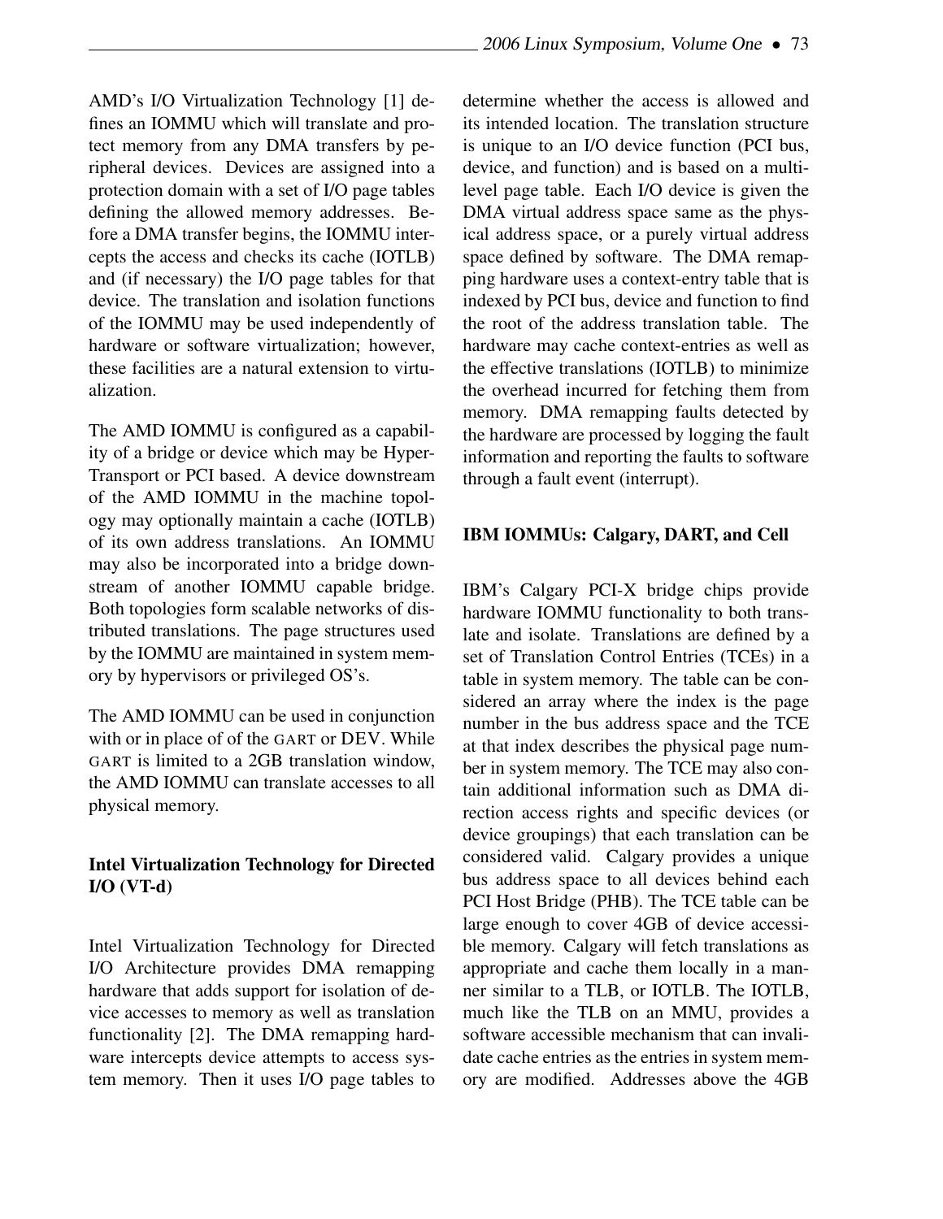AMD's I/O Virtualization Technology [1] defines an IOMMU which will translate and protect memory from any DMA transfers by peripheral devices. Devices are assigned into a protection domain with a set of I/O page tables defining the allowed memory addresses. Before a DMA transfer begins, the IOMMU intercepts the access and checks its cache (IOTLB) and (if necessary) the I/O page tables for that device. The translation and isolation functions of the IOMMU may be used independently of hardware or software virtualization; however, these facilities are a natural extension to virtualization.

The AMD IOMMU is configured as a capability of a bridge or device which may be HyperTransport or PCI based. A device downstream of the AMD IOMMU in the machine topology may optionally maintain a cache (IOTLB) of its own address translations. An IOMMU may also be incorporated into a bridge downstream of another IOMMU capable bridge. Both topologies form scalable networks of distributed translations. The page structures used by the IOMMU are maintained in system memory by hypervisors or privileged OS's.

The AMD IOMMU can be used in conjunction with or in place of of the GART or DEV. While GART is limited to a 2GB translation window, the AMD IOMMU can translate accesses to all physical memory.

### Intel Virtualization Technology for Directed I/O (VT-d)

Intel Virtualization Technology for Directed I/O Architecture provides DMA remapping hardware that adds support for isolation of device accesses to memory as well as translation functionality [2]. The DMA remapping hardware intercepts device attempts to access system memory. Then it uses I/O page tables to determine whether the access is allowed and its intended location. The translation structure is unique to an I/O device function (PCI bus, device, and function) and is based on a multilevel page table. Each I/O device is given the DMA virtual address space same as the physical address space, or a purely virtual address space defined by software. The DMA remapping hardware uses a context-entry table that is indexed by PCI bus, device and function to find the root of the address translation table. The hardware may cache context-entries as well as the effective translations (IOTLB) to minimize the overhead incurred for fetching them from memory. DMA remapping faults detected by the hardware are processed by logging the fault information and reporting the faults to software through a fault event (interrupt).

### IBM IOMMUs: Calgary, DART, and Cell

IBM's Calgary PCI-X bridge chips provide hardware IOMMU functionality to both translate and isolate. Translations are defined by a set of Translation Control Entries (TCEs) in a table in system memory. The table can be considered an array where the index is the page number in the bus address space and the TCE at that index describes the physical page number in system memory. The TCE may also contain additional information such as DMA direction access rights and specific devices (or device groupings) that each translation can be considered valid. Calgary provides a unique bus address space to all devices behind each PCI Host Bridge (PHB). The TCE table can be large enough to cover 4GB of device accessible memory. Calgary will fetch translations as appropriate and cache them locally in a manner similar to a TLB, or IOTLB. The IOTLB, much like the TLB on an MMU, provides a software accessible mechanism that can invalidate cache entries as the entries in system memory are modified. Addresses above the 4GB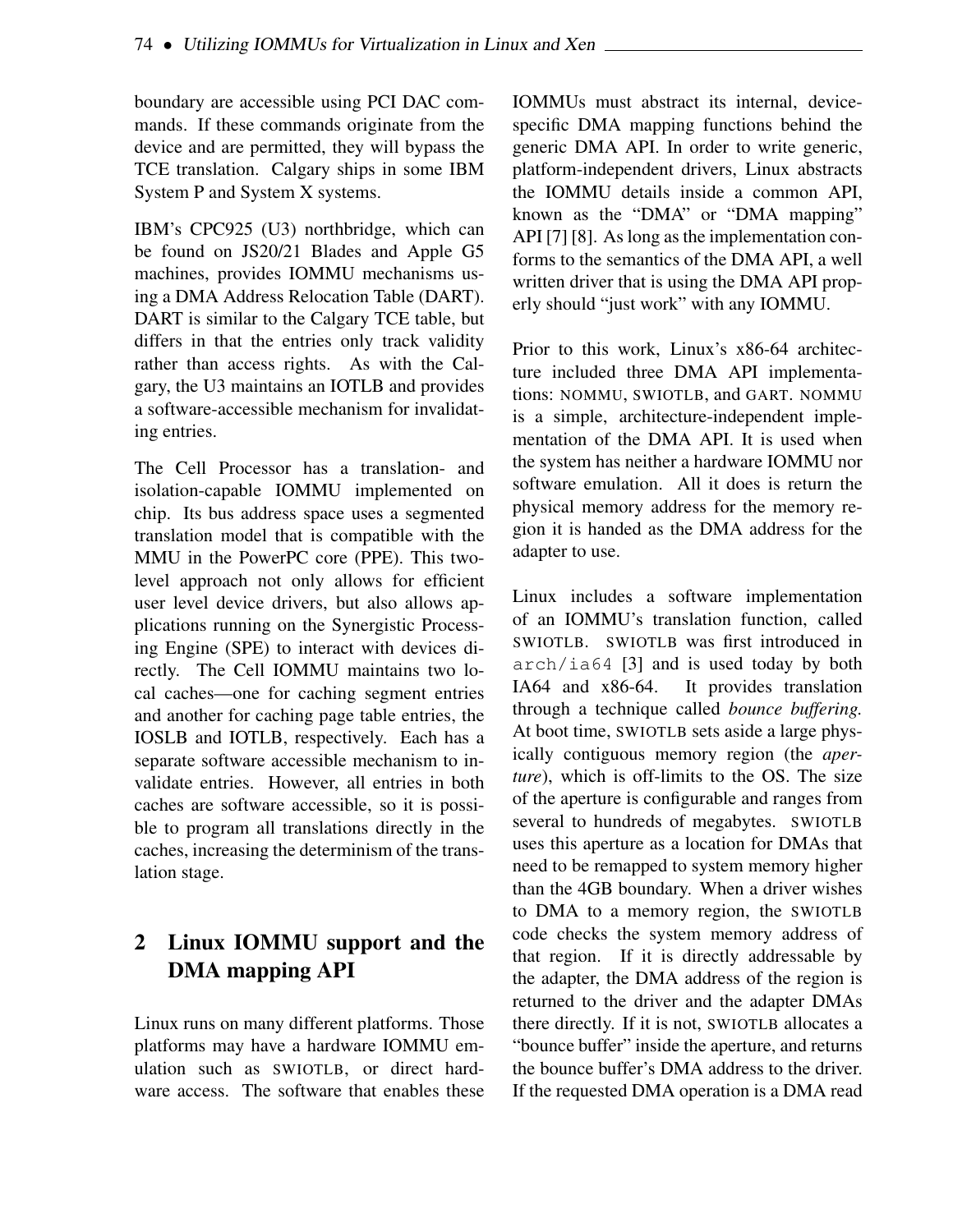boundary are accessible using PCI DAC commands. If these commands originate from the device and are permitted, they will bypass the TCE translation. Calgary ships in some IBM System P and System X systems.

IBM's CPC925 (U3) northbridge, which can be found on JS20/21 Blades and Apple G5 machines, provides IOMMU mechanisms using a DMA Address Relocation Table (DART). DART is similar to the Calgary TCE table, but differs in that the entries only track validity rather than access rights. As with the Calgary, the U3 maintains an IOTLB and provides a software-accessible mechanism for invalidating entries.

The Cell Processor has a translation- and isolation-capable IOMMU implemented on chip. Its bus address space uses a segmented translation model that is compatible with the MMU in the PowerPC core (PPE). This two-level approach not only allows for efficient user level device drivers, but also allows applications running on the Synergistic Processing Engine (SPE) to interact with devices directly. The Cell IOMMU maintains two local caches—one for caching segment entries and another for caching page table entries, the IOSLB and IOTLB, respectively. Each has a separate software accessible mechanism to invalidate entries. However, all entries in both caches are software accessible, so it is possible to program all translations directly in the caches, increasing the determinism of the translation stage.

## 2 Linux IOMMU support and the DMA mapping API

Linux runs on many different platforms. Those platforms may have a hardware IOMMU emulation such as SWIOTLB, or direct hardware access. The software that enables these IOMMUs must abstract its internal, device-specific DMA mapping functions behind the generic DMA API. In order to write generic, platform-independent drivers, Linux abstracts the IOMMU details inside a common API, known as the "DMA" or "DMA mapping" API [7] [8]. As long as the implementation conforms to the semantics of the DMA API, a well written driver that is using the DMA API properly should "just work" with any IOMMU.

Prior to this work, Linux's x86-64 architecture included three DMA API implementations: NOMMU, SWIOTLB, and GART. NOMMU is a simple, architecture-independent implementation of the DMA API. It is used when the system has neither a hardware IOMMU nor software emulation. All it does is return the physical memory address for the memory region it is handed as the DMA address for the adapter to use.

Linux includes a software implementation of an IOMMU's translation function, called SWIOTLB. SWIOTLB was first introduced in `arch/ia64` [3] and is used today by both IA64 and x86-64. It provides translation through a technique called *bounce buffering.* At boot time, SWIOTLB sets aside a large physically contiguous memory region (the *aperture*), which is off-limits to the OS. The size of the aperture is configurable and ranges from several to hundreds of megabytes. SWIOTLB uses this aperture as a location for DMAs that need to be remapped to system memory higher than the 4GB boundary. When a driver wishes to DMA to a memory region, the SWIOTLB code checks the system memory address of that region. If it is directly addressable by the adapter, the DMA address of the region is returned to the driver and the adapter DMAs there directly. If it is not, SWIOTLB allocates a "bounce buffer" inside the aperture, and returns the bounce buffer's DMA address to the driver. If the requested DMA operation is a DMA read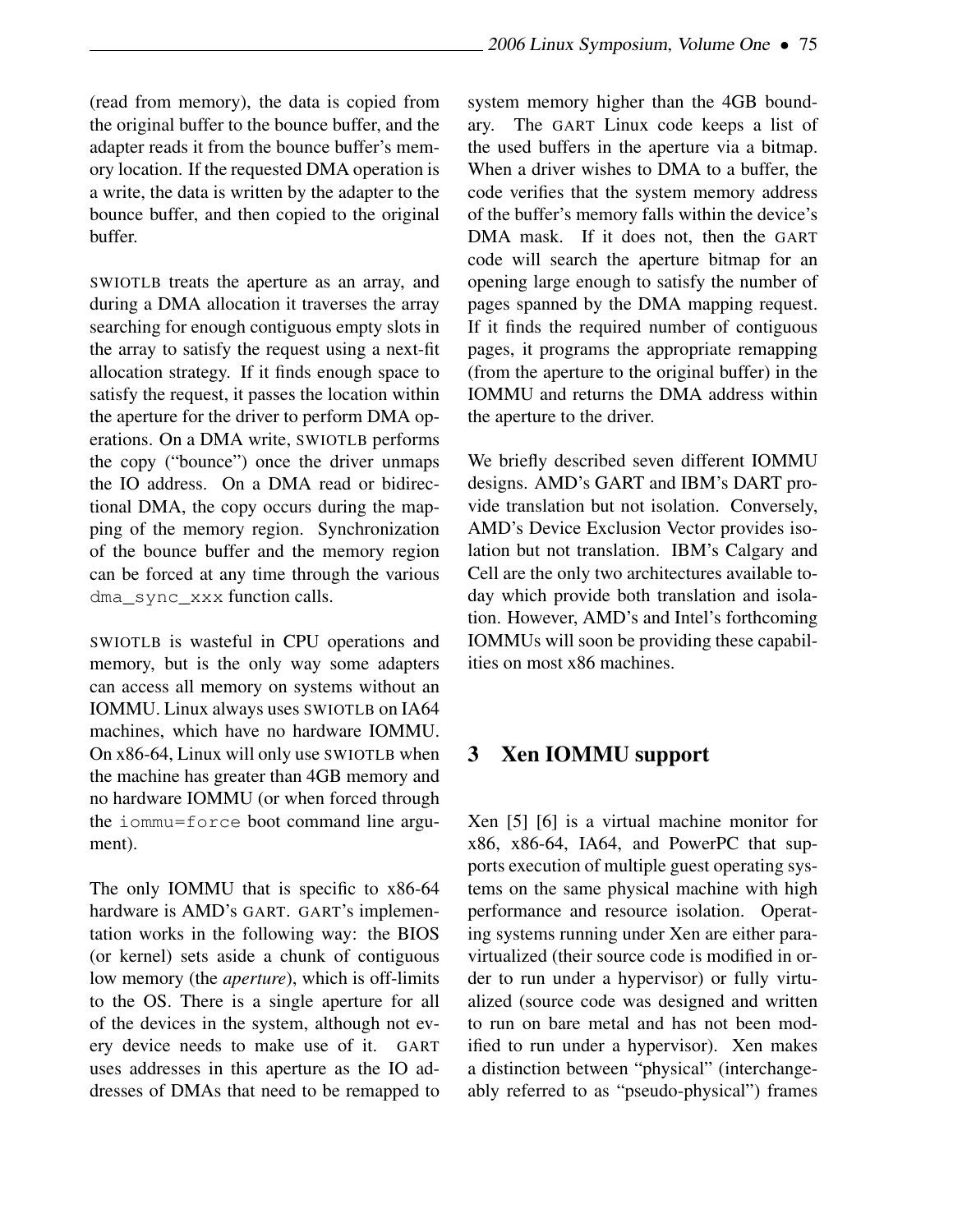(read from memory), the data is copied from the original buffer to the bounce buffer, and the adapter reads it from the bounce buffer's memory location. If the requested DMA operation is a write, the data is written by the adapter to the bounce buffer, and then copied to the original buffer.

SWIOTLB treats the aperture as an array, and during a DMA allocation it traverses the array searching for enough contiguous empty slots in the array to satisfy the request using a next-fit allocation strategy. If it finds enough space to satisfy the request, it passes the location within the aperture for the driver to perform DMA operations. On a DMA write, SWIOTLB performs the copy ("bounce") once the driver unmaps the IO address. On a DMA read or bidirectional DMA, the copy occurs during the mapping of the memory region. Synchronization of the bounce buffer and the memory region can be forced at any time through the various `dma_sync_xxx` function calls.

SWIOTLB is wasteful in CPU operations and memory, but is the only way some adapters can access all memory on systems without an IOMMU. Linux always uses SWIOTLB on IA64 machines, which have no hardware IOMMU. On x86-64, Linux will only use SWIOTLB when the machine has greater than 4GB memory and no hardware IOMMU (or when forced through the `iommu=force` boot command line argument).

The only IOMMU that is specific to x86-64 hardware is AMD's GART. GART's implementation works in the following way: the BIOS (or kernel) sets aside a chunk of contiguous low memory (the *aperture*), which is off-limits to the OS. There is a single aperture for all of the devices in the system, although not every device needs to make use of it. GART uses addresses in this aperture as the IO addresses of DMAs that need to be remapped to system memory higher than the 4GB boundary. The GART Linux code keeps a list of the used buffers in the aperture via a bitmap. When a driver wishes to DMA to a buffer, the code verifies that the system memory address of the buffer's memory falls within the device's DMA mask. If it does not, then the GART code will search the aperture bitmap for an opening large enough to satisfy the number of pages spanned by the DMA mapping request. If it finds the required number of contiguous pages, it programs the appropriate remapping (from the aperture to the original buffer) in the IOMMU and returns the DMA address within the aperture to the driver.

We briefly described seven different IOMMU designs. AMD's GART and IBM's DART provide translation but not isolation. Conversely, AMD's Device Exclusion Vector provides isolation but not translation. IBM's Calgary and Cell are the only two architectures available today which provide both translation and isolation. However, AMD's and Intel's forthcoming IOMMUs will soon be providing these capabilities on most x86 machines.

## 3 Xen IOMMU support

Xen [5] [6] is a virtual machine monitor for x86, x86-64, IA64, and PowerPC that supports execution of multiple guest operating systems on the same physical machine with high performance and resource isolation. Operating systems running under Xen are either paravirtualized (their source code is modified in order to run under a hypervisor) or fully virtualized (source code was designed and written to run on bare metal and has not been modified to run under a hypervisor). Xen makes a distinction between "physical" (interchangeably referred to as "pseudo-physical") frames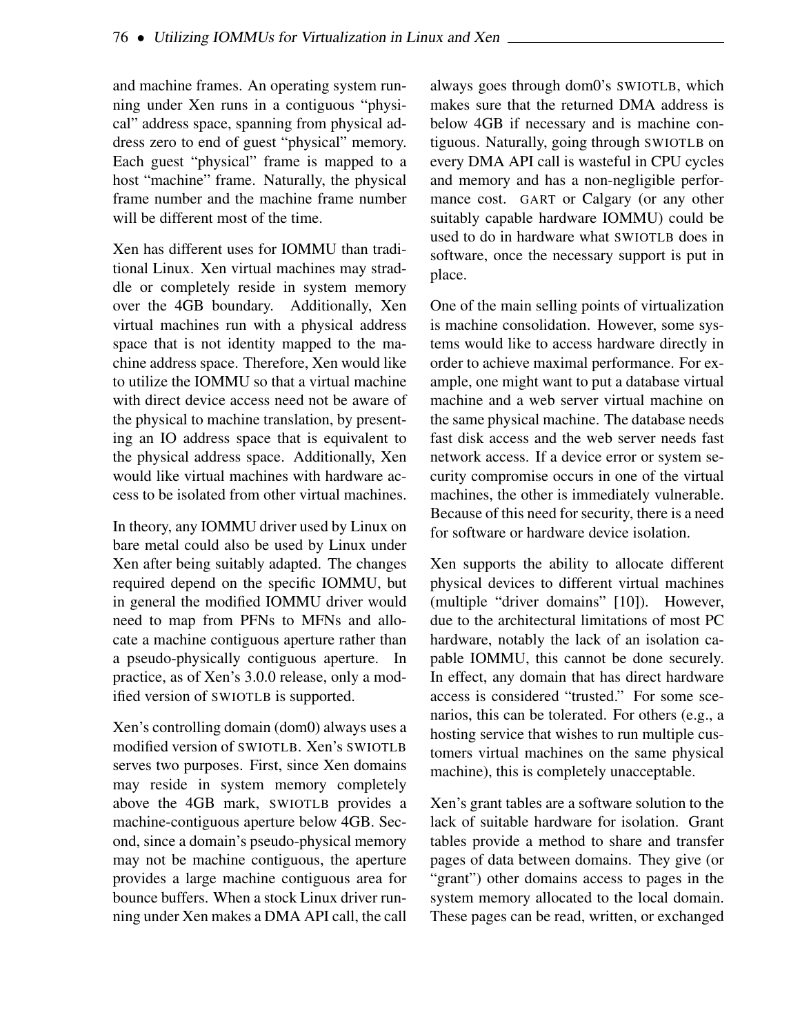and machine frames. An operating system running under Xen runs in a contiguous "physical" address space, spanning from physical address zero to end of guest "physical" memory. Each guest "physical" frame is mapped to a host "machine" frame. Naturally, the physical frame number and the machine frame number will be different most of the time.

Xen has different uses for IOMMU than traditional Linux. Xen virtual machines may straddle or completely reside in system memory over the 4GB boundary. Additionally, Xen virtual machines run with a physical address space that is not identity mapped to the machine address space. Therefore, Xen would like to utilize the IOMMU so that a virtual machine with direct device access need not be aware of the physical to machine translation, by presenting an IO address space that is equivalent to the physical address space. Additionally, Xen would like virtual machines with hardware access to be isolated from other virtual machines.

In theory, any IOMMU driver used by Linux on bare metal could also be used by Linux under Xen after being suitably adapted. The changes required depend on the specific IOMMU, but in general the modified IOMMU driver would need to map from PFNs to MFNs and allocate a machine contiguous aperture rather than a pseudo-physically contiguous aperture. In practice, as of Xen's 3.0.0 release, only a modified version of SWIOTLB is supported.

Xen's controlling domain (dom0) always uses a modified version of SWIOTLB. Xen's SWIOTLB serves two purposes. First, since Xen domains may reside in system memory completely above the 4GB mark, SWIOTLB provides a machine-contiguous aperture below 4GB. Second, since a domain's pseudo-physical memory may not be machine contiguous, the aperture provides a large machine contiguous area for bounce buffers. When a stock Linux driver running under Xen makes a DMA API call, the call always goes through dom0's SWIOTLB, which makes sure that the returned DMA address is below 4GB if necessary and is machine contiguous. Naturally, going through SWIOTLB on every DMA API call is wasteful in CPU cycles and memory and has a non-negligible performance cost. GART or Calgary (or any other suitably capable hardware IOMMU) could be used to do in hardware what SWIOTLB does in software, once the necessary support is put in place.

One of the main selling points of virtualization is machine consolidation. However, some systems would like to access hardware directly in order to achieve maximal performance. For example, one might want to put a database virtual machine and a web server virtual machine on the same physical machine. The database needs fast disk access and the web server needs fast network access. If a device error or system security compromise occurs in one of the virtual machines, the other is immediately vulnerable. Because of this need for security, there is a need for software or hardware device isolation.

Xen supports the ability to allocate different physical devices to different virtual machines (multiple "driver domains" [10]). However, due to the architectural limitations of most PC hardware, notably the lack of an isolation capable IOMMU, this cannot be done securely. In effect, any domain that has direct hardware access is considered "trusted." For some scenarios, this can be tolerated. For others (e.g., a hosting service that wishes to run multiple customers virtual machines on the same physical machine), this is completely unacceptable.

Xen's grant tables are a software solution to the lack of suitable hardware for isolation. Grant tables provide a method to share and transfer pages of data between domains. They give (or "grant") other domains access to pages in the system memory allocated to the local domain. These pages can be read, written, or exchanged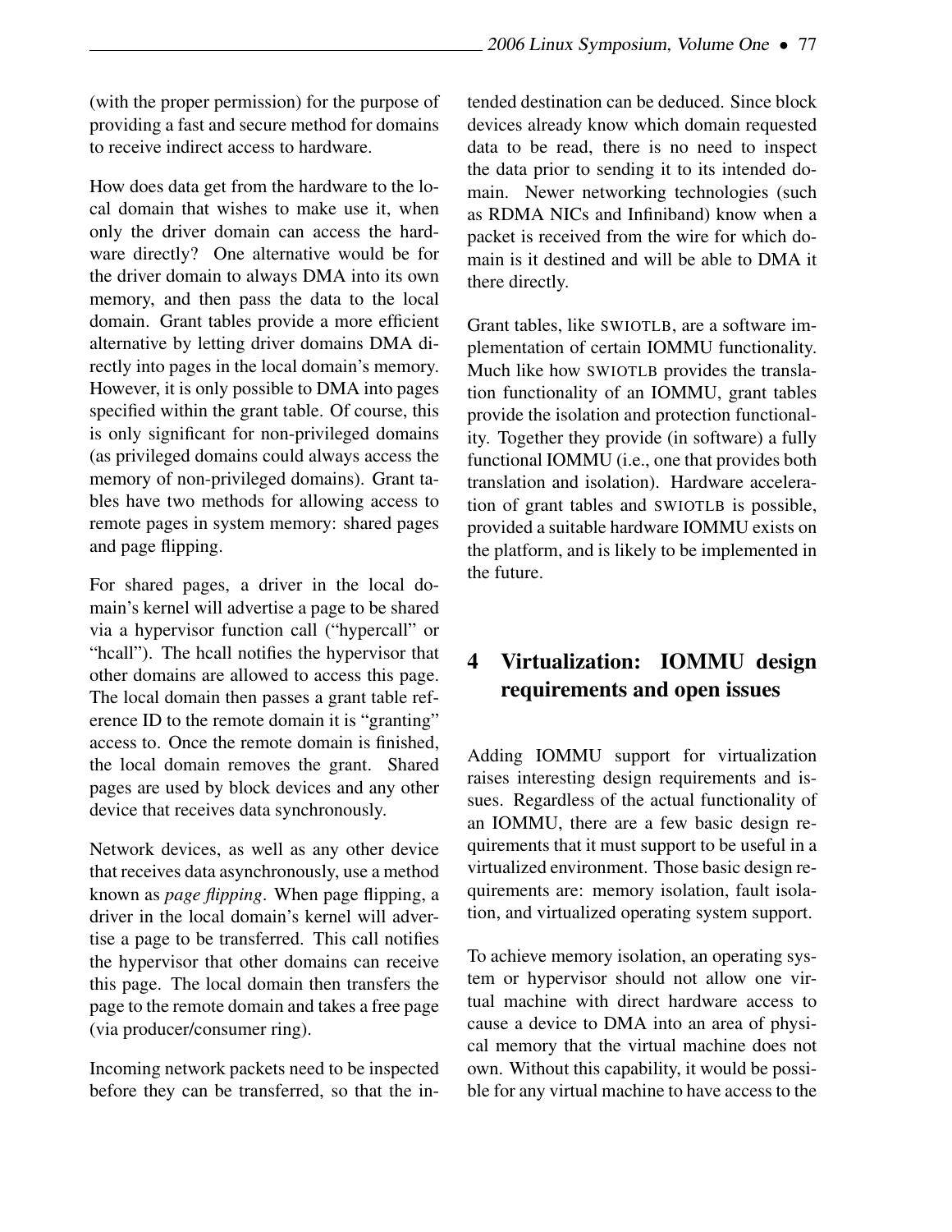(with the proper permission) for the purpose of providing a fast and secure method for domains to receive indirect access to hardware.

How does data get from the hardware to the local domain that wishes to make use it, when only the driver domain can access the hardware directly? One alternative would be for the driver domain to always DMA into its own memory, and then pass the data to the local domain. Grant tables provide a more efficient alternative by letting driver domains DMA directly into pages in the local domain's memory. However, it is only possible to DMA into pages specified within the grant table. Of course, this is only significant for non-privileged domains (as privileged domains could always access the memory of non-privileged domains). Grant tables have two methods for allowing access to remote pages in system memory: shared pages and page flipping.

For shared pages, a driver in the local domain's kernel will advertise a page to be shared via a hypervisor function call ("hypercall" or "hcall"). The hcall notifies the hypervisor that other domains are allowed to access this page. The local domain then passes a grant table reference ID to the remote domain it is "granting" access to. Once the remote domain is finished, the local domain removes the grant. Shared pages are used by block devices and any other device that receives data synchronously.

Network devices, as well as any other device that receives data asynchronously, use a method known as *page flipping*. When page flipping, a driver in the local domain's kernel will advertise a page to be transferred. This call notifies the hypervisor that other domains can receive this page. The local domain then transfers the page to the remote domain and takes a free page (via producer/consumer ring).

Incoming network packets need to be inspected before they can be transferred, so that the intended destination can be deduced. Since block devices already know which domain requested data to be read, there is no need to inspect the data prior to sending it to its intended domain. Newer networking technologies (such as RDMA NICs and Infiniband) know when a packet is received from the wire for which domain is it destined and will be able to DMA it there directly.

Grant tables, like SWIOTLB, are a software implementation of certain IOMMU functionality. Much like how SWIOTLB provides the translation functionality of an IOMMU, grant tables provide the isolation and protection functionality. Together they provide (in software) a fully functional IOMMU (i.e., one that provides both translation and isolation). Hardware acceleration of grant tables and SWIOTLB is possible, provided a suitable hardware IOMMU exists on the platform, and is likely to be implemented in the future.

# 4 Virtualization: IOMMU design requirements and open issues

Adding IOMMU support for virtualization raises interesting design requirements and issues. Regardless of the actual functionality of an IOMMU, there are a few basic design requirements that it must support to be useful in a virtualized environment. Those basic design requirements are: memory isolation, fault isolation, and virtualized operating system support.

To achieve memory isolation, an operating system or hypervisor should not allow one virtual machine with direct hardware access to cause a device to DMA into an area of physical memory that the virtual machine does not own. Without this capability, it would be possible for any virtual machine to have access to the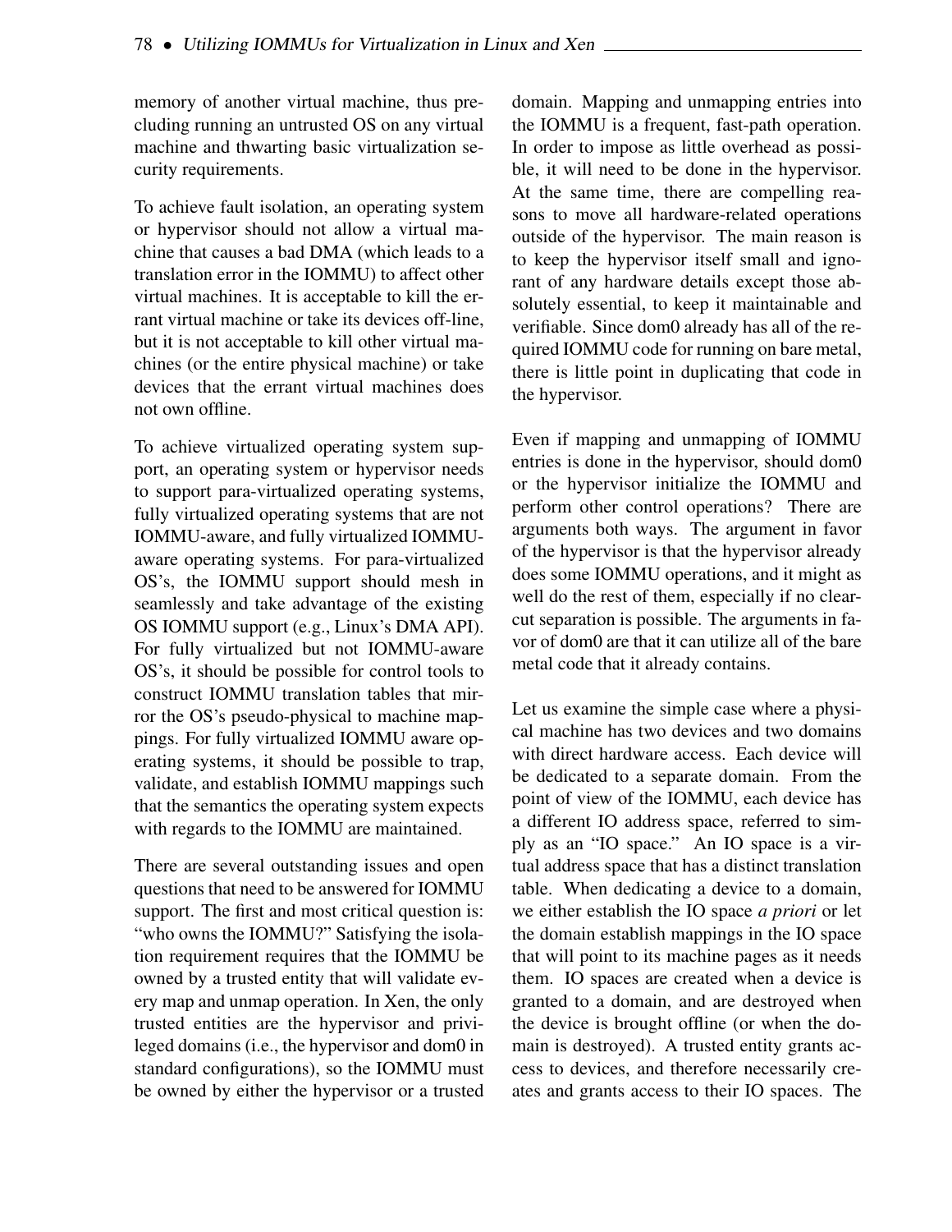memory of another virtual machine, thus precluding running an untrusted OS on any virtual machine and thwarting basic virtualization security requirements.

To achieve fault isolation, an operating system or hypervisor should not allow a virtual machine that causes a bad DMA (which leads to a translation error in the IOMMU) to affect other virtual machines. It is acceptable to kill the errant virtual machine or take its devices off-line, but it is not acceptable to kill other virtual machines (or the entire physical machine) or take devices that the errant virtual machines does not own offline.

To achieve virtualized operating system support, an operating system or hypervisor needs to support para-virtualized operating systems, fully virtualized operating systems that are not IOMMU-aware, and fully virtualized IOMMU-aware operating systems. For para-virtualized OS's, the IOMMU support should mesh in seamlessly and take advantage of the existing OS IOMMU support (e.g., Linux's DMA API). For fully virtualized but not IOMMU-aware OS's, it should be possible for control tools to construct IOMMU translation tables that mirror the OS's pseudo-physical to machine mappings. For fully virtualized IOMMU aware operating systems, it should be possible to trap, validate, and establish IOMMU mappings such that the semantics the operating system expects with regards to the IOMMU are maintained.

There are several outstanding issues and open questions that need to be answered for IOMMU support. The first and most critical question is: "who owns the IOMMU?" Satisfying the isolation requirement requires that the IOMMU be owned by a trusted entity that will validate every map and unmap operation. In Xen, the only trusted entities are the hypervisor and privileged domains (i.e., the hypervisor and dom0 in standard configurations), so the IOMMU must be owned by either the hypervisor or a trusted domain. Mapping and unmapping entries into the IOMMU is a frequent, fast-path operation. In order to impose as little overhead as possible, it will need to be done in the hypervisor. At the same time, there are compelling reasons to move all hardware-related operations outside of the hypervisor. The main reason is to keep the hypervisor itself small and ignorant of any hardware details except those absolutely essential, to keep it maintainable and verifiable. Since dom0 already has all of the required IOMMU code for running on bare metal, there is little point in duplicating that code in the hypervisor.

Even if mapping and unmapping of IOMMU entries is done in the hypervisor, should dom0 or the hypervisor initialize the IOMMU and perform other control operations? There are arguments both ways. The argument in favor of the hypervisor is that the hypervisor already does some IOMMU operations, and it might as well do the rest of them, especially if no clear-cut separation is possible. The arguments in favor of dom0 are that it can utilize all of the bare metal code that it already contains.

Let us examine the simple case where a physical machine has two devices and two domains with direct hardware access. Each device will be dedicated to a separate domain. From the point of view of the IOMMU, each device has a different IO address space, referred to simply as an "IO space." An IO space is a virtual address space that has a distinct translation table. When dedicating a device to a domain, we either establish the IO space *a priori* or let the domain establish mappings in the IO space that will point to its machine pages as it needs them. IO spaces are created when a device is granted to a domain, and are destroyed when the device is brought offline (or when the domain is destroyed). A trusted entity grants access to devices, and therefore necessarily creates and grants access to their IO spaces. The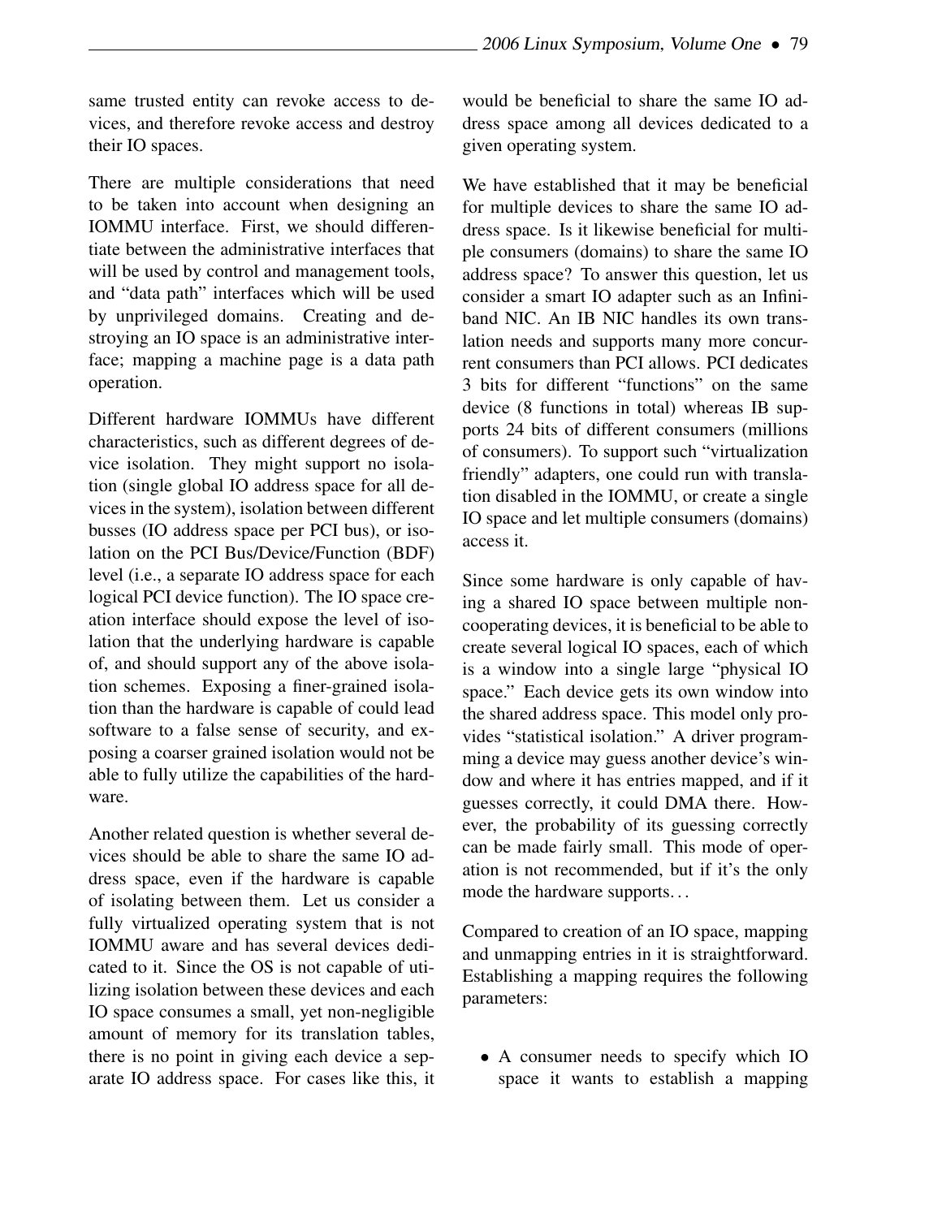same trusted entity can revoke access to devices, and therefore revoke access and destroy their IO spaces.

There are multiple considerations that need to be taken into account when designing an IOMMU interface. First, we should differentiate between the administrative interfaces that will be used by control and management tools, and "data path" interfaces which will be used by unprivileged domains. Creating and destroying an IO space is an administrative interface; mapping a machine page is a data path operation.

Different hardware IOMMUs have different characteristics, such as different degrees of device isolation. They might support no isolation (single global IO address space for all devices in the system), isolation between different busses (IO address space per PCI bus), or isolation on the PCI Bus/Device/Function (BDF) level (i.e., a separate IO address space for each logical PCI device function). The IO space creation interface should expose the level of isolation that the underlying hardware is capable of, and should support any of the above isolation schemes. Exposing a finer-grained isolation than the hardware is capable of could lead software to a false sense of security, and exposing a coarser grained isolation would not be able to fully utilize the capabilities of the hardware.

Another related question is whether several devices should be able to share the same IO address space, even if the hardware is capable of isolating between them. Let us consider a fully virtualized operating system that is not IOMMU aware and has several devices dedicated to it. Since the OS is not capable of utilizing isolation between these devices and each IO space consumes a small, yet non-negligible amount of memory for its translation tables, there is no point in giving each device a separate IO address space. For cases like this, it would be beneficial to share the same IO address space among all devices dedicated to a given operating system.

We have established that it may be beneficial for multiple devices to share the same IO address space. Is it likewise beneficial for multiple consumers (domains) to share the same IO address space? To answer this question, let us consider a smart IO adapter such as an Infiniband NIC. An IB NIC handles its own translation needs and supports many more concurrent consumers than PCI allows. PCI dedicates 3 bits for different "functions" on the same device (8 functions in total) whereas IB supports 24 bits of different consumers (millions of consumers). To support such "virtualization friendly" adapters, one could run with translation disabled in the IOMMU, or create a single IO space and let multiple consumers (domains) access it.

Since some hardware is only capable of having a shared IO space between multiple non-cooperating devices, it is beneficial to be able to create several logical IO spaces, each of which is a window into a single large "physical IO space." Each device gets its own window into the shared address space. This model only provides "statistical isolation." A driver programming a device may guess another device's window and where it has entries mapped, and if it guesses correctly, it could DMA there. However, the probability of its guessing correctly can be made fairly small. This mode of operation is not recommended, but if it's the only mode the hardware supports...

Compared to creation of an IO space, mapping and unmapping entries in it is straightforward. Establishing a mapping requires the following parameters:

- A consumer needs to specify which IO space it wants to establish a mapping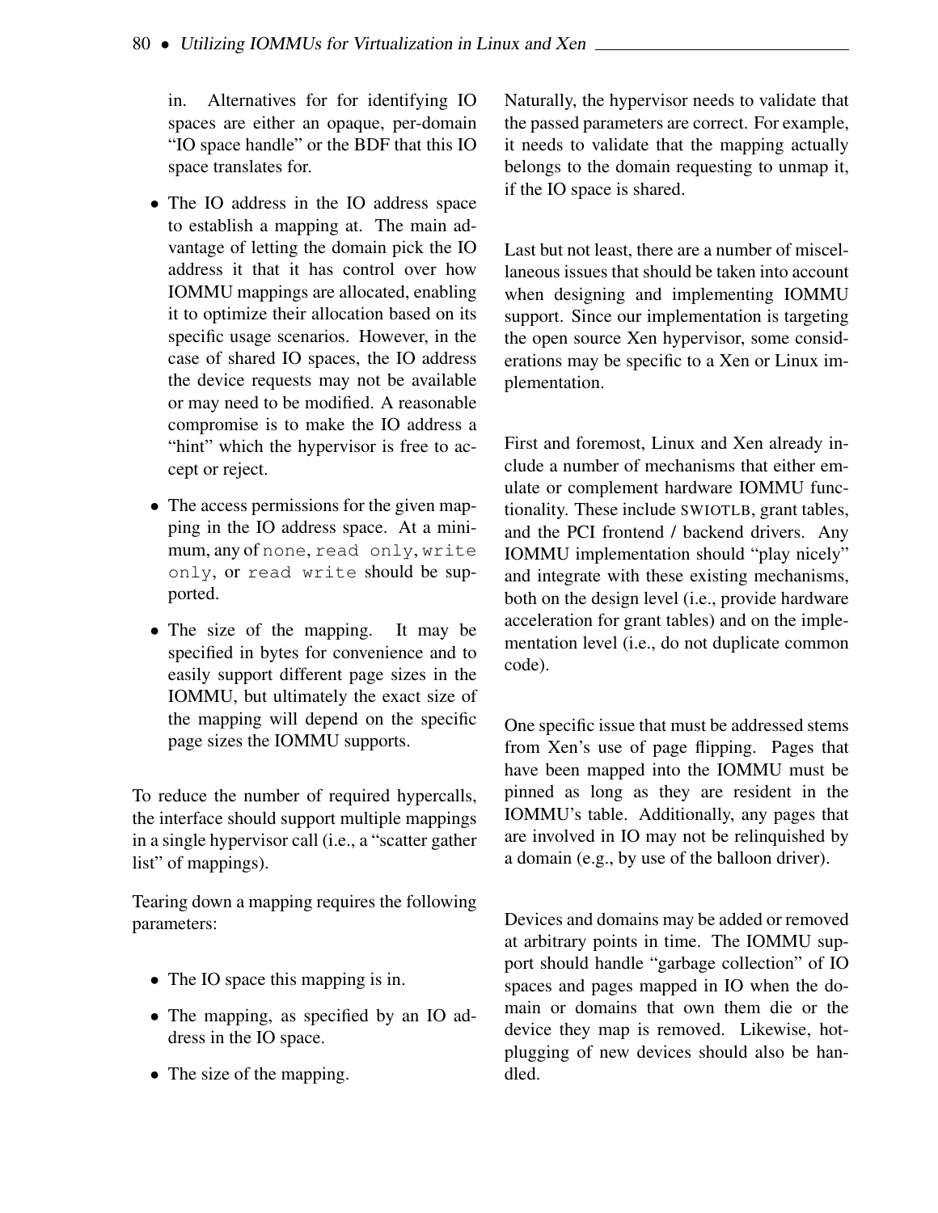in. Alternatives for for identifying IO spaces are either an opaque, per-domain "IO space handle" or the BDF that this IO space translates for.

- The IO address in the IO address space to establish a mapping at. The main advantage of letting the domain pick the IO address it that it has control over how IOMMU mappings are allocated, enabling it to optimize their allocation based on its specific usage scenarios. However, in the case of shared IO spaces, the IO address the device requests may not be available or may need to be modified. A reasonable compromise is to make the IO address a "hint" which the hypervisor is free to accept or reject.
- The access permissions for the given mapping in the IO address space. At a minimum, any of `none`, `read only`, `write only`, or `read write` should be supported.
- The size of the mapping. It may be specified in bytes for convenience and to easily support different page sizes in the IOMMU, but ultimately the exact size of the mapping will depend on the specific page sizes the IOMMU supports.

To reduce the number of required hypercalls, the interface should support multiple mappings in a single hypervisor call (i.e., a "scatter gather list" of mappings).

Tearing down a mapping requires the following parameters:

- The IO space this mapping is in.
- The mapping, as specified by an IO address in the IO space.
- The size of the mapping.

Naturally, the hypervisor needs to validate that the passed parameters are correct. For example, it needs to validate that the mapping actually belongs to the domain requesting to unmap it, if the IO space is shared.

Last but not least, there are a number of miscellaneous issues that should be taken into account when designing and implementing IOMMU support. Since our implementation is targeting the open source Xen hypervisor, some considerations may be specific to a Xen or Linux implementation.

First and foremost, Linux and Xen already include a number of mechanisms that either emulate or complement hardware IOMMU functionality. These include SWIOTLB, grant tables, and the PCI frontend / backend drivers. Any IOMMU implementation should "play nicely" and integrate with these existing mechanisms, both on the design level (i.e., provide hardware acceleration for grant tables) and on the implementation level (i.e., do not duplicate common code).

One specific issue that must be addressed stems from Xen's use of page flipping. Pages that have been mapped into the IOMMU must be pinned as long as they are resident in the IOMMU's table. Additionally, any pages that are involved in IO may not be relinquished by a domain (e.g., by use of the balloon driver).

Devices and domains may be added or removed at arbitrary points in time. The IOMMU support should handle "garbage collection" of IO spaces and pages mapped in IO when the domain or domains that own them die or the device they map is removed. Likewise, hotplugging of new devices should also be handled.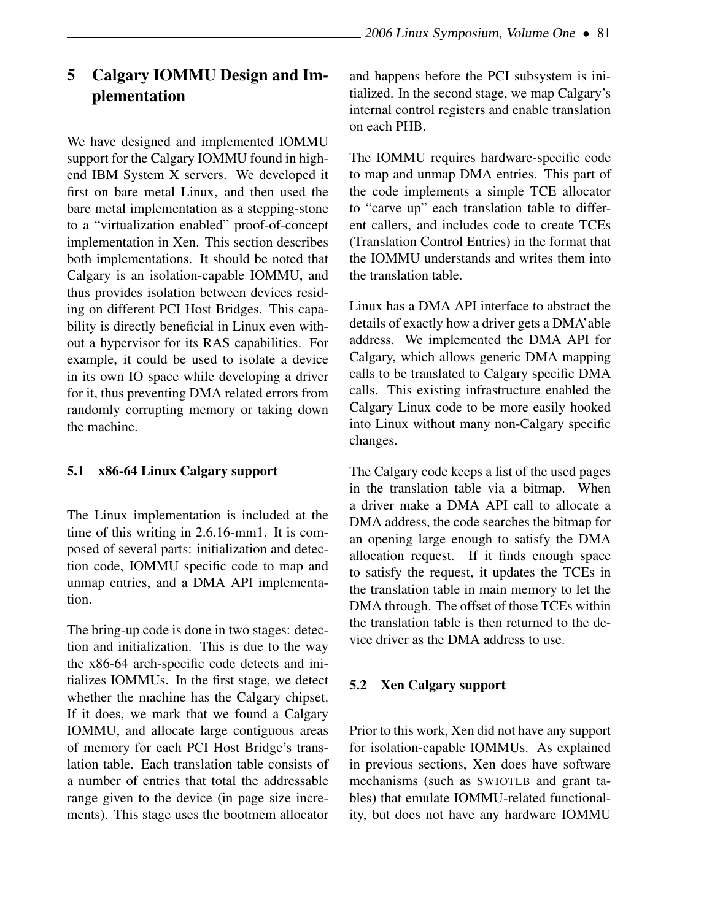# 5 Calgary IOMMU Design and Implementation

We have designed and implemented IOMMU support for the Calgary IOMMU found in high-end IBM System X servers. We developed it first on bare metal Linux, and then used the bare metal implementation as a stepping-stone to a "virtualization enabled" proof-of-concept implementation in Xen. This section describes both implementations. It should be noted that Calgary is an isolation-capable IOMMU, and thus provides isolation between devices residing on different PCI Host Bridges. This capability is directly beneficial in Linux even without a hypervisor for its RAS capabilities. For example, it could be used to isolate a device in its own IO space while developing a driver for it, thus preventing DMA related errors from randomly corrupting memory or taking down the machine.

## 5.1 x86-64 Linux Calgary support

The Linux implementation is included at the time of this writing in 2.6.16-mm1. It is composed of several parts: initialization and detection code, IOMMU specific code to map and unmap entries, and a DMA API implementation.

The bring-up code is done in two stages: detection and initialization. This is due to the way the x86-64 arch-specific code detects and initializes IOMMUs. In the first stage, we detect whether the machine has the Calgary chipset. If it does, we mark that we found a Calgary IOMMU, and allocate large contiguous areas of memory for each PCI Host Bridge's translation table. Each translation table consists of a number of entries that total the addressable range given to the device (in page size increments). This stage uses the bootmem allocator and happens before the PCI subsystem is initialized. In the second stage, we map Calgary's internal control registers and enable translation on each PHB.

The IOMMU requires hardware-specific code to map and unmap DMA entries. This part of the code implements a simple TCE allocator to "carve up" each translation table to different callers, and includes code to create TCEs (Translation Control Entries) in the format that the IOMMU understands and writes them into the translation table.

Linux has a DMA API interface to abstract the details of exactly how a driver gets a DMA'able address. We implemented the DMA API for Calgary, which allows generic DMA mapping calls to be translated to Calgary specific DMA calls. This existing infrastructure enabled the Calgary Linux code to be more easily hooked into Linux without many non-Calgary specific changes.

The Calgary code keeps a list of the used pages in the translation table via a bitmap. When a driver make a DMA API call to allocate a DMA address, the code searches the bitmap for an opening large enough to satisfy the DMA allocation request. If it finds enough space to satisfy the request, it updates the TCEs in the translation table in main memory to let the DMA through. The offset of those TCEs within the translation table is then returned to the device driver as the DMA address to use.

## 5.2 Xen Calgary support

Prior to this work, Xen did not have any support for isolation-capable IOMMUs. As explained in previous sections, Xen does have software mechanisms (such as SWIOTLB and grant tables) that emulate IOMMU-related functionality, but does not have any hardware IOMMU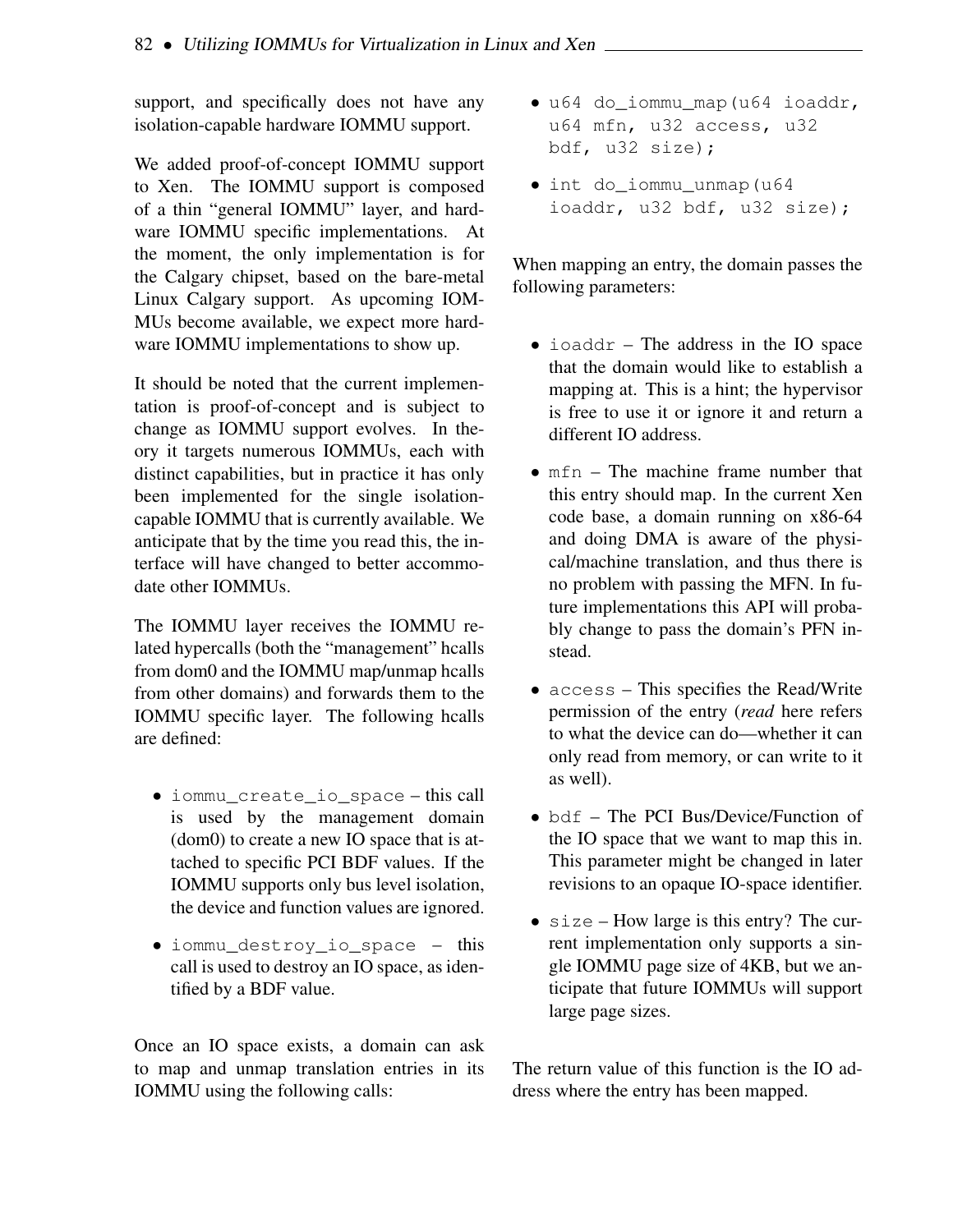support, and specifically does not have any isolation-capable hardware IOMMU support.

We added proof-of-concept IOMMU support to Xen. The IOMMU support is composed of a thin "general IOMMU" layer, and hardware IOMMU specific implementations. At the moment, the only implementation is for the Calgary chipset, based on the bare-metal Linux Calgary support. As upcoming IOMMUs become available, we expect more hardware IOMMU implementations to show up.

It should be noted that the current implementation is proof-of-concept and is subject to change as IOMMU support evolves. In theory it targets numerous IOMMUs, each with distinct capabilities, but in practice it has only been implemented for the single isolation-capable IOMMU that is currently available. We anticipate that by the time you read this, the interface will have changed to better accommodate other IOMMUs.

The IOMMU layer receives the IOMMU related hypercalls (both the "management" hcalls from dom0 and the IOMMU map/unmap hcalls from other domains) and forwards them to the IOMMU specific layer. The following hcalls are defined:

- `iommu_create_io_space` – this call is used by the management domain (dom0) to create a new IO space that is attached to specific PCI BDF values. If the IOMMU supports only bus level isolation, the device and function values are ignored.
- `iommu_destroy_io_space` – this call is used to destroy an IO space, as identified by a BDF value.

Once an IO space exists, a domain can ask to map and unmap translation entries in its IOMMU using the following calls:

- `u64 do_iommu_map(u64 ioaddr, u64 mfn, u32 access, u32 bdf, u32 size);`
- `int do_iommu_unmap(u64 ioaddr, u32 bdf, u32 size);`

When mapping an entry, the domain passes the following parameters:

- `ioaddr` – The address in the IO space that the domain would like to establish a mapping at. This is a hint; the hypervisor is free to use it or ignore it and return a different IO address.
- `mfn` – The machine frame number that this entry should map. In the current Xen code base, a domain running on x86-64 and doing DMA is aware of the physical/machine translation, and thus there is no problem with passing the MFN. In future implementations this API will probably change to pass the domain's PFN instead.
- `access` – This specifies the Read/Write permission of the entry (*read* here refers to what the device can do—whether it can only read from memory, or can write to it as well).
- `bdf` – The PCI Bus/Device/Function of the IO space that we want to map this in. This parameter might be changed in later revisions to an opaque IO-space identifier.
- `size` – How large is this entry? The current implementation only supports a single IOMMU page size of 4KB, but we anticipate that future IOMMUs will support large page sizes.

The return value of this function is the IO address where the entry has been mapped.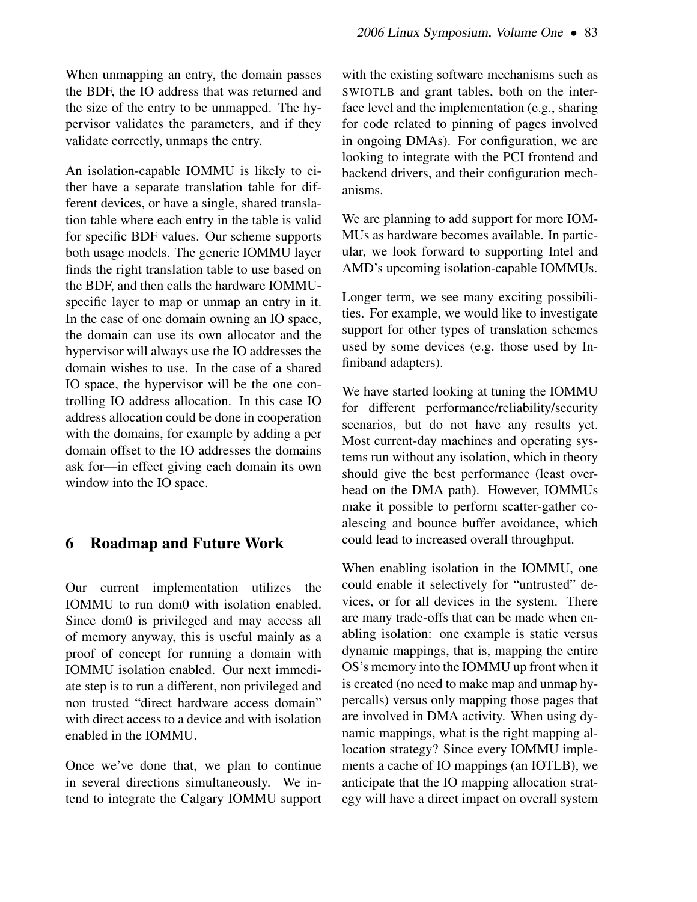When unmapping an entry, the domain passes the BDF, the IO address that was returned and the size of the entry to be unmapped. The hypervisor validates the parameters, and if they validate correctly, unmaps the entry.

An isolation-capable IOMMU is likely to either have a separate translation table for different devices, or have a single, shared translation table where each entry in the table is valid for specific BDF values. Our scheme supports both usage models. The generic IOMMU layer finds the right translation table to use based on the BDF, and then calls the hardware IOMMU-specific layer to map or unmap an entry in it. In the case of one domain owning an IO space, the domain can use its own allocator and the hypervisor will always use the IO addresses the domain wishes to use. In the case of a shared IO space, the hypervisor will be the one controlling IO address allocation. In this case IO address allocation could be done in cooperation with the domains, for example by adding a per domain offset to the IO addresses the domains ask for—in effect giving each domain its own window into the IO space.

## 6 Roadmap and Future Work

Our current implementation utilizes the IOMMU to run dom0 with isolation enabled. Since dom0 is privileged and may access all of memory anyway, this is useful mainly as a proof of concept for running a domain with IOMMU isolation enabled. Our next immediate step is to run a different, non privileged and non trusted "direct hardware access domain" with direct access to a device and with isolation enabled in the IOMMU.

Once we've done that, we plan to continue in several directions simultaneously. We intend to integrate the Calgary IOMMU support with the existing software mechanisms such as SWIOTLB and grant tables, both on the interface level and the implementation (e.g., sharing for code related to pinning of pages involved in ongoing DMAs). For configuration, we are looking to integrate with the PCI frontend and backend drivers, and their configuration mechanisms.

We are planning to add support for more IOMMUs as hardware becomes available. In particular, we look forward to supporting Intel and AMD's upcoming isolation-capable IOMMUs.

Longer term, we see many exciting possibilities. For example, we would like to investigate support for other types of translation schemes used by some devices (e.g. those used by Infiniband adapters).

We have started looking at tuning the IOMMU for different performance/reliability/security scenarios, but do not have any results yet. Most current-day machines and operating systems run without any isolation, which in theory should give the best performance (least overhead on the DMA path). However, IOMMUs make it possible to perform scatter-gather coalescing and bounce buffer avoidance, which could lead to increased overall throughput.

When enabling isolation in the IOMMU, one could enable it selectively for "untrusted" devices, or for all devices in the system. There are many trade-offs that can be made when enabling isolation: one example is static versus dynamic mappings, that is, mapping the entire OS's memory into the IOMMU up front when it is created (no need to make map and unmap hypercalls) versus only mapping those pages that are involved in DMA activity. When using dynamic mappings, what is the right mapping allocation strategy? Since every IOMMU implements a cache of IO mappings (an IOTLB), we anticipate that the IO mapping allocation strategy will have a direct impact on overall system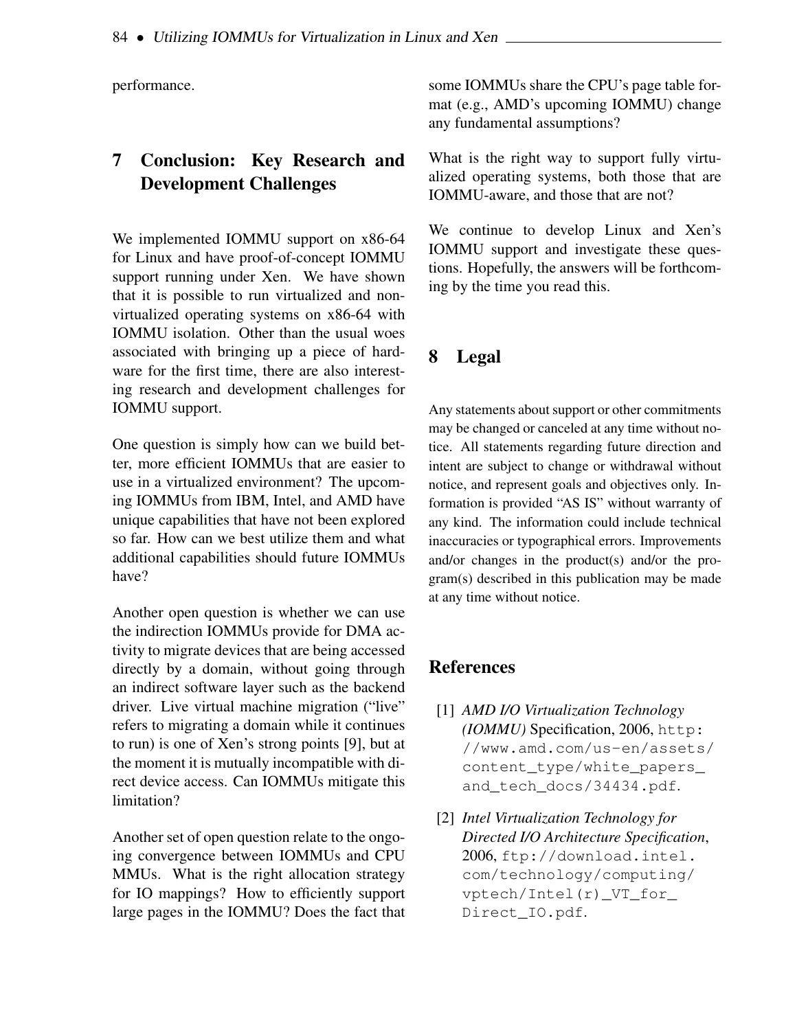performance.

## 7 Conclusion: Key Research and Development Challenges

We implemented IOMMU support on x86-64 for Linux and have proof-of-concept IOMMU support running under Xen. We have shown that it is possible to run virtualized and non-virtualized operating systems on x86-64 with IOMMU isolation. Other than the usual woes associated with bringing up a piece of hardware for the first time, there are also interesting research and development challenges for IOMMU support.

One question is simply how can we build better, more efficient IOMMUs that are easier to use in a virtualized environment? The upcoming IOMMUs from IBM, Intel, and AMD have unique capabilities that have not been explored so far. How can we best utilize them and what additional capabilities should future IOMMUs have?

Another open question is whether we can use the indirection IOMMUs provide for DMA activity to migrate devices that are being accessed directly by a domain, without going through an indirect software layer such as the backend driver. Live virtual machine migration ("live" refers to migrating a domain while it continues to run) is one of Xen's strong points [9], but at the moment it is mutually incompatible with direct device access. Can IOMMUs mitigate this limitation?

Another set of open question relate to the ongoing convergence between IOMMUs and CPU MMUs. What is the right allocation strategy for IO mappings? How to efficiently support large pages in the IOMMU? Does the fact that some IOMMUs share the CPU's page table format (e.g., AMD's upcoming IOMMU) change any fundamental assumptions?

What is the right way to support fully virtualized operating systems, both those that are IOMMU-aware, and those that are not?

We continue to develop Linux and Xen's IOMMU support and investigate these questions. Hopefully, the answers will be forthcoming by the time you read this.

## 8 Legal

Any statements about support or other commitments may be changed or canceled at any time without notice. All statements regarding future direction and intent are subject to change or withdrawal without notice, and represent goals and objectives only. Information is provided "AS IS" without warranty of any kind. The information could include technical inaccuracies or typographical errors. Improvements and/or changes in the product(s) and/or the program(s) described in this publication may be made at any time without notice.

## References

[1] *AMD I/O Virtualization Technology (IOMMU)* Specification, 2006, `http://www.amd.com/us-en/assets/content_type/white_papers_and_tech_docs/34434.pdf`.

[2] *Intel Virtualization Technology for Directed I/O Architecture Specification*, 2006, `ftp://download.intel.com/technology/computing/vptech/Intel(r)_VT_for_Direct_IO.pdf`.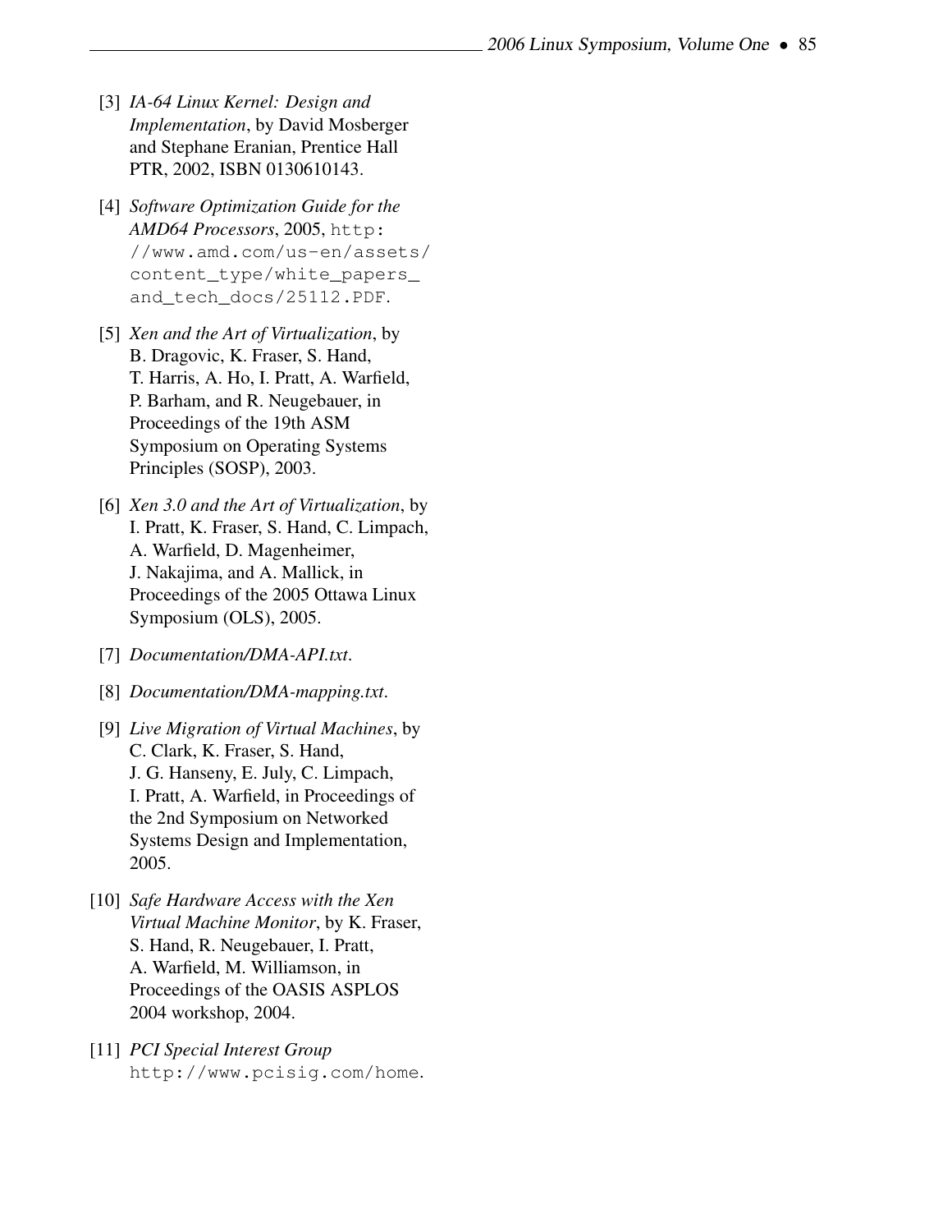[3] *IA-64 Linux Kernel: Design and Implementation*, by David Mosberger and Stephane Eranian, Prentice Hall PTR, 2002, ISBN 0130610143.

[4] *Software Optimization Guide for the AMD64 Processors*, 2005, http://www.amd.com/us-en/assets/content_type/white_papers_and_tech_docs/25112.PDF.

[5] *Xen and the Art of Virtualization*, by B. Dragovic, K. Fraser, S. Hand, T. Harris, A. Ho, I. Pratt, A. Warfield, P. Barham, and R. Neugebauer, in Proceedings of the 19th ASM Symposium on Operating Systems Principles (SOSP), 2003.

[6] *Xen 3.0 and the Art of Virtualization*, by I. Pratt, K. Fraser, S. Hand, C. Limpach, A. Warfield, D. Magenheimer, J. Nakajima, and A. Mallick, in Proceedings of the 2005 Ottawa Linux Symposium (OLS), 2005.

[7] *Documentation/DMA-API.txt*.

[8] *Documentation/DMA-mapping.txt*.

[9] *Live Migration of Virtual Machines*, by C. Clark, K. Fraser, S. Hand, J. G. Hanseny, E. July, C. Limpach, I. Pratt, A. Warfield, in Proceedings of the 2nd Symposium on Networked Systems Design and Implementation, 2005.

[10] *Safe Hardware Access with the Xen Virtual Machine Monitor*, by K. Fraser, S. Hand, R. Neugebauer, I. Pratt, A. Warfield, M. Williamson, in Proceedings of the OASIS ASPLOS 2004 workshop, 2004.

[11] *PCI Special Interest Group* http://www.pcisig.com/home.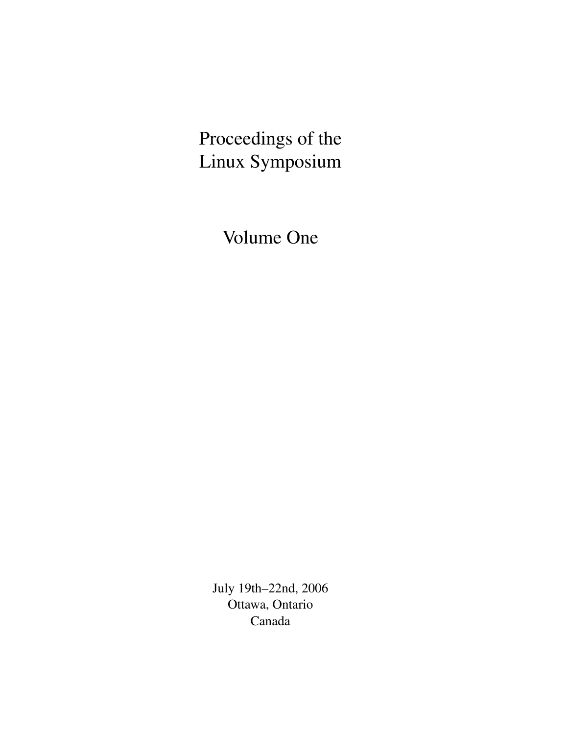# Proceedings of the Linux Symposium

## Volume One

July 19th–22nd, 2006
Ottawa, Ontario
Canada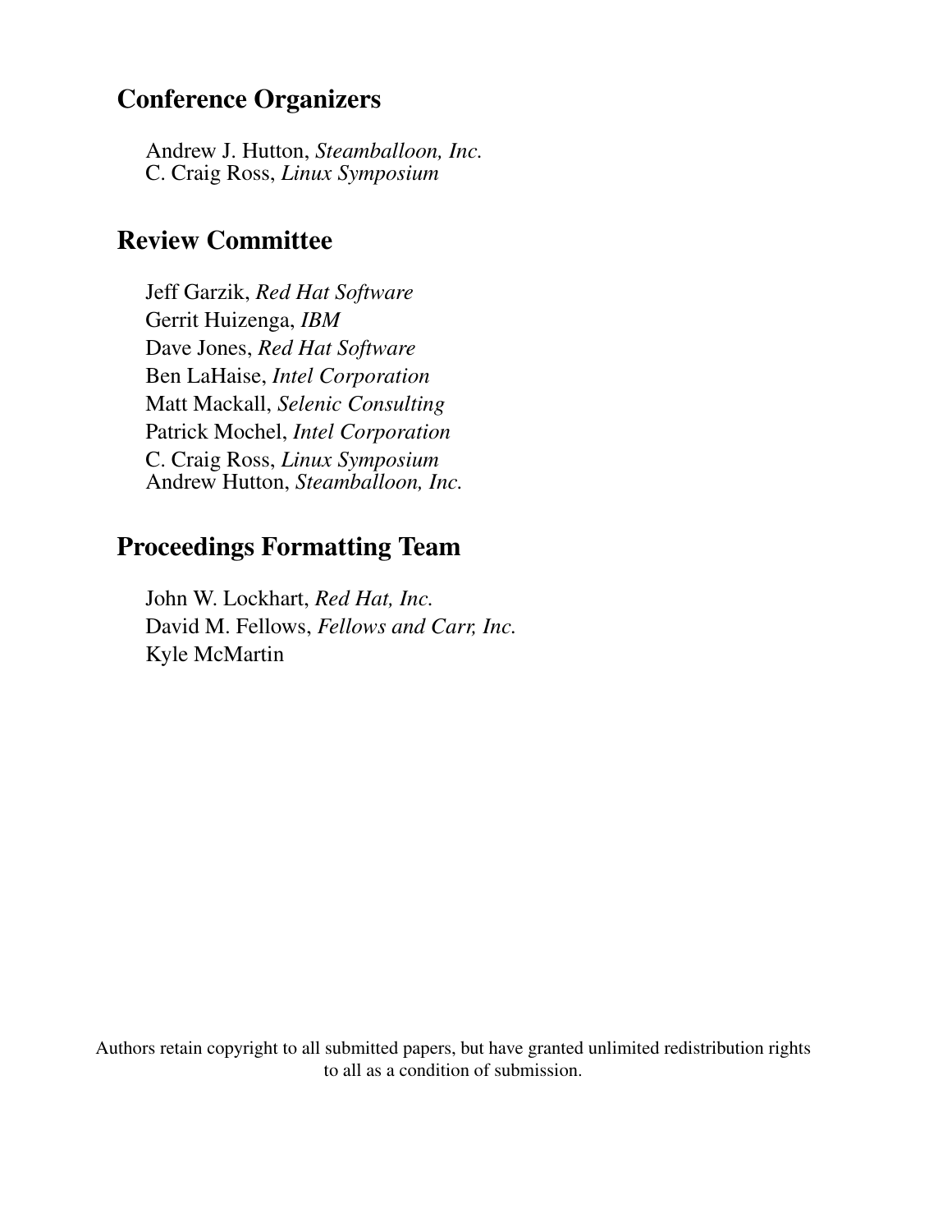## Conference Organizers

Andrew J. Hutton, *Steamballoon, Inc.*
C. Craig Ross, *Linux Symposium*

## Review Committee

Jeff Garzik, *Red Hat Software*
Gerrit Huizenga, *IBM*
Dave Jones, *Red Hat Software*
Ben LaHaise, *Intel Corporation*
Matt Mackall, *Selenic Consulting*
Patrick Mochel, *Intel Corporation*
C. Craig Ross, *Linux Symposium*
Andrew Hutton, *Steamballoon, Inc.*

## Proceedings Formatting Team

John W. Lockhart, *Red Hat, Inc.*
David M. Fellows, *Fellows and Carr, Inc.*
Kyle McMartin

Authors retain copyright to all submitted papers, but have granted unlimited redistribution rights to all as a condition of submission.